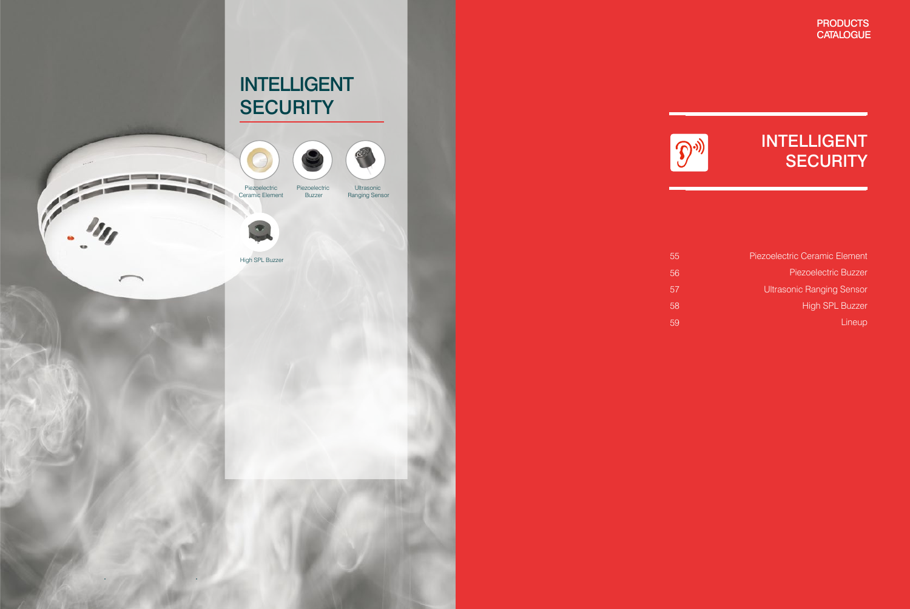# INTELLIGENT SECURITY

Piezoelectric Ceramic Element

Piezoelectric Buzzer

Ultrasonic Ranging Sensor

High SPL Buzzer

PRODUCTS CATALOGUE

## INTELLIGENT SECURITY

| | |
|---|---|
| 55 | Piezoelectric Ceramic Element |
| 56 | Piezoelectric Buzzer |
| 57 | Ultrasonic Ranging Sensor |
| 58 | High SPL Buzzer |
| 59 | Lineup |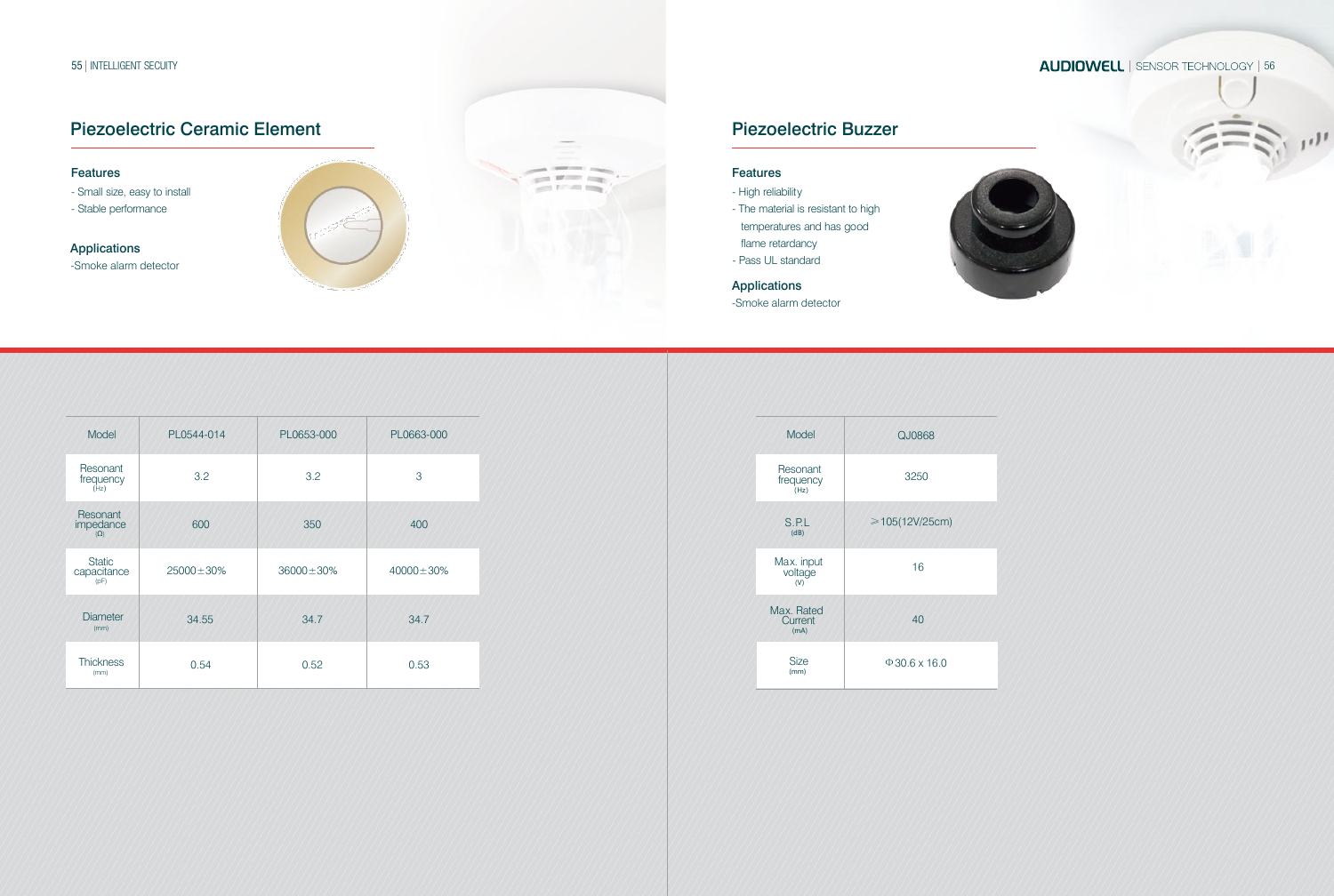## Piezoelectric Ceramic Element

### Features

- Small size, easy to install
- Stable performance

### Applications

-Smoke alarm detector

| Model | PL0544-014 | PL0653-000 | PL0663-000 |
|---|---|---|---|
| Resonant frequency (Hz) | 3.2 | 3.2 | 3 |
| Resonant impedance (Ω) | 600 | 350 | 400 |
| Static capacitance (pF) | 25000±30% | 36000±30% | 40000±30% |
| Diameter (mm) | 34.55 | 34.7 | 34.7 |
| Thickness (mm) | 0.54 | 0.52 | 0.53 |

## Piezoelectric Buzzer

### Features

- High reliability
- The material is resistant to high temperatures and has good flame retardancy
- Pass UL standard

### Applications

-Smoke alarm detector

| Model | QJ0868 |
|---|---|
| Resonant frequency (Hz) | 3250 |
| S.P.L (dB) | ≥105(12V/25cm) |
| Max. input voltage (V) | 16 |
| Max. Rated Current (mA) | 40 |
| Size (mm) | Φ30.6 x 16.0 |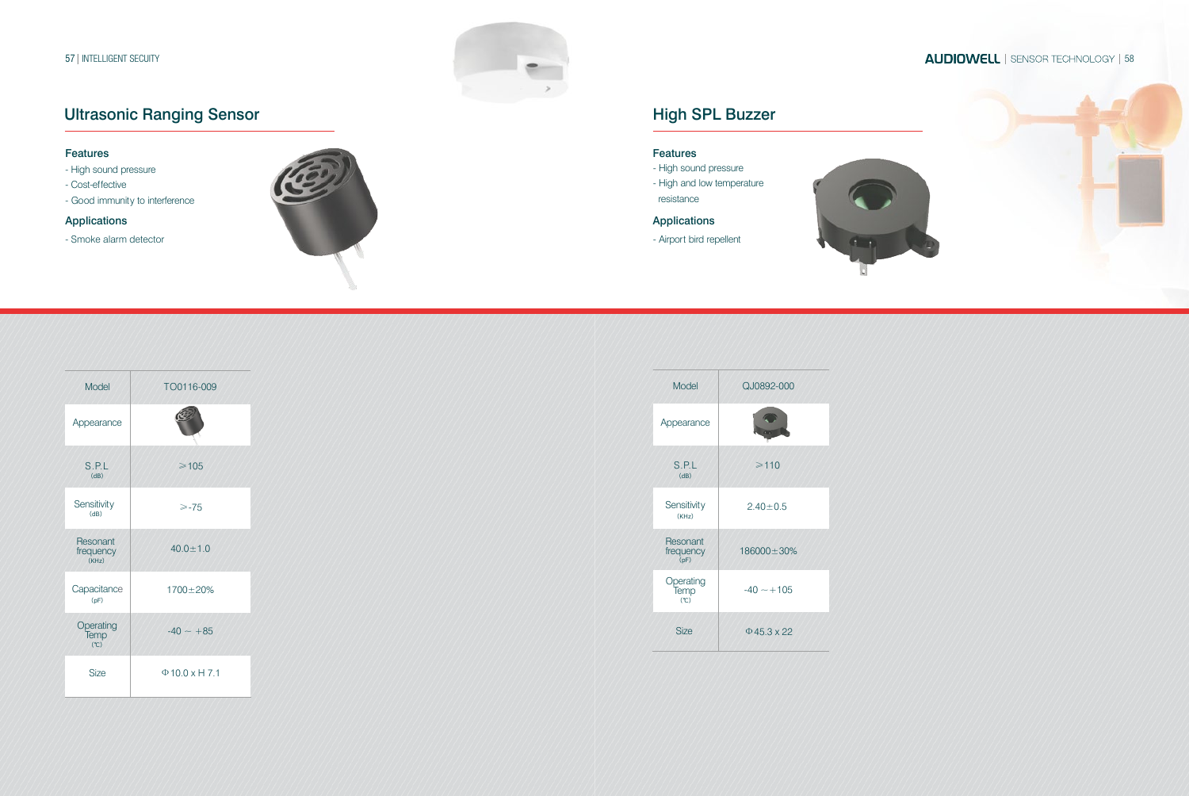## Ultrasonic Ranging Sensor

### Features

- High sound pressure
- Cost-effective
- Good immunity to interference

### Applications

- Smoke alarm detector

| Model | TO0116-009 |
|---|---|
| Appearance | |
| S.P.L (dB) | ⩾105 |
| Sensitivity (dB) | ⩾-75 |
| Resonant frequency (KHz) | 40.0±1.0 |
| Capacitance (pF) | 1700±20% |
| Operating Temp (℃) | -40 ~ +85 |
| Size | Φ10.0 x H 7.1 |

## High SPL Buzzer

### Features

- High sound pressure
- High and low temperature resistance

### Applications

- Airport bird repellent

| Model | QJ0892-000 |
|---|---|
| Appearance | |
| S.P.L (dB) | ⩾110 |
| Sensitivity (KHz) | 2.40±0.5 |
| Resonant frequency (pF) | 186000±30% |
| Operating Temp (℃) | -40 ~ +105 |
| Size | Φ45.3 x 22 |